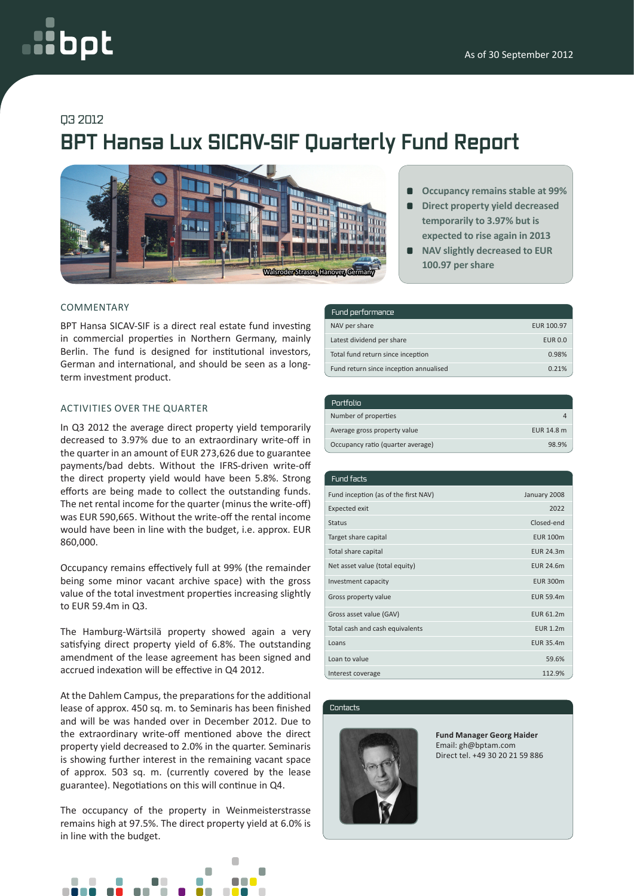As of 30 September 2012

Q3 2012

# BPT Hansa Lux SICAV-SIF Quarterly Fund Report

Walsroder Strasse, Hanover, Germany

- **Occupancy remains stable at 99%**
- **Direct property yield decreased temporarily to 3.97% but is expected to rise again in 2013**
- **NAV slightly decreased to EUR 100.97 per share**

## COMMENTARY

BPT Hansa SICAV-SIF is a direct real estate fund investing in commercial properties in Northern Germany, mainly Berlin. The fund is designed for institutional investors, German and international, and should be seen as a long-term investment product.

## ACTIVITIES OVER THE QUARTER

In Q3 2012 the average direct property yield temporarily decreased to 3.97% due to an extraordinary write-off in the quarter in an amount of EUR 273,626 due to guarantee payments/bad debts. Without the IFRS-driven write-off the direct property yield would have been 5.8%. Strong efforts are being made to collect the outstanding funds. The net rental income for the quarter (minus the write-off) was EUR 590,665. Without the write-off the rental income would have been in line with the budget, i.e. approx. EUR 860,000.

Occupancy remains effectively full at 99% (the remainder being some minor vacant archive space) with the gross value of the total investment properties increasing slightly to EUR 59.4m in Q3.

The Hamburg-Wärtsilä property showed again a very satisfying direct property yield of 6.8%. The outstanding amendment of the lease agreement has been signed and accrued indexation will be effective in Q4 2012.

At the Dahlem Campus, the preparations for the additional lease of approx. 450 sq. m. to Seminaris has been finished and will be was handed over in December 2012. Due to the extraordinary write-off mentioned above the direct property yield decreased to 2.0% in the quarter. Seminaris is showing further interest in the remaining vacant space of approx. 503 sq. m. (currently covered by the lease guarantee). Negotiations on this will continue in Q4.

The occupancy of the property in Weinmeisterstrasse remains high at 97.5%. The direct property yield at 6.0% is in line with the budget.

| Fund performance | |
|---|---|
| NAV per share | EUR 100.97 |
| Latest dividend per share | EUR 0.0 |
| Total fund return since inception | 0.98% |
| Fund return since inception annualised | 0.21% |

| Portfolio | |
|---|---|
| Number of properties | 4 |
| Average gross property value | EUR 14.8 m |
| Occupancy ratio (quarter average) | 98.9% |

| Fund facts | |
|---|---|
| Fund inception (as of the first NAV) | January 2008 |
| Expected exit | 2022 |
| Status | Closed-end |
| Target share capital | EUR 100m |
| Total share capital | EUR 24.3m |
| Net asset value (total equity) | EUR 24.6m |
| Investment capacity | EUR 300m |
| Gross property value | EUR 59.4m |
| Gross asset value (GAV) | EUR 61.2m |
| Total cash and cash equivalents | EUR 1.2m |
| Loans | EUR 35.4m |
| Loan to value | 59.6% |
| Interest coverage | 112.9% |

## Contacts

**Fund Manager Georg Haider**
Email: gh@bptam.com
Direct tel. +49 30 20 21 59 886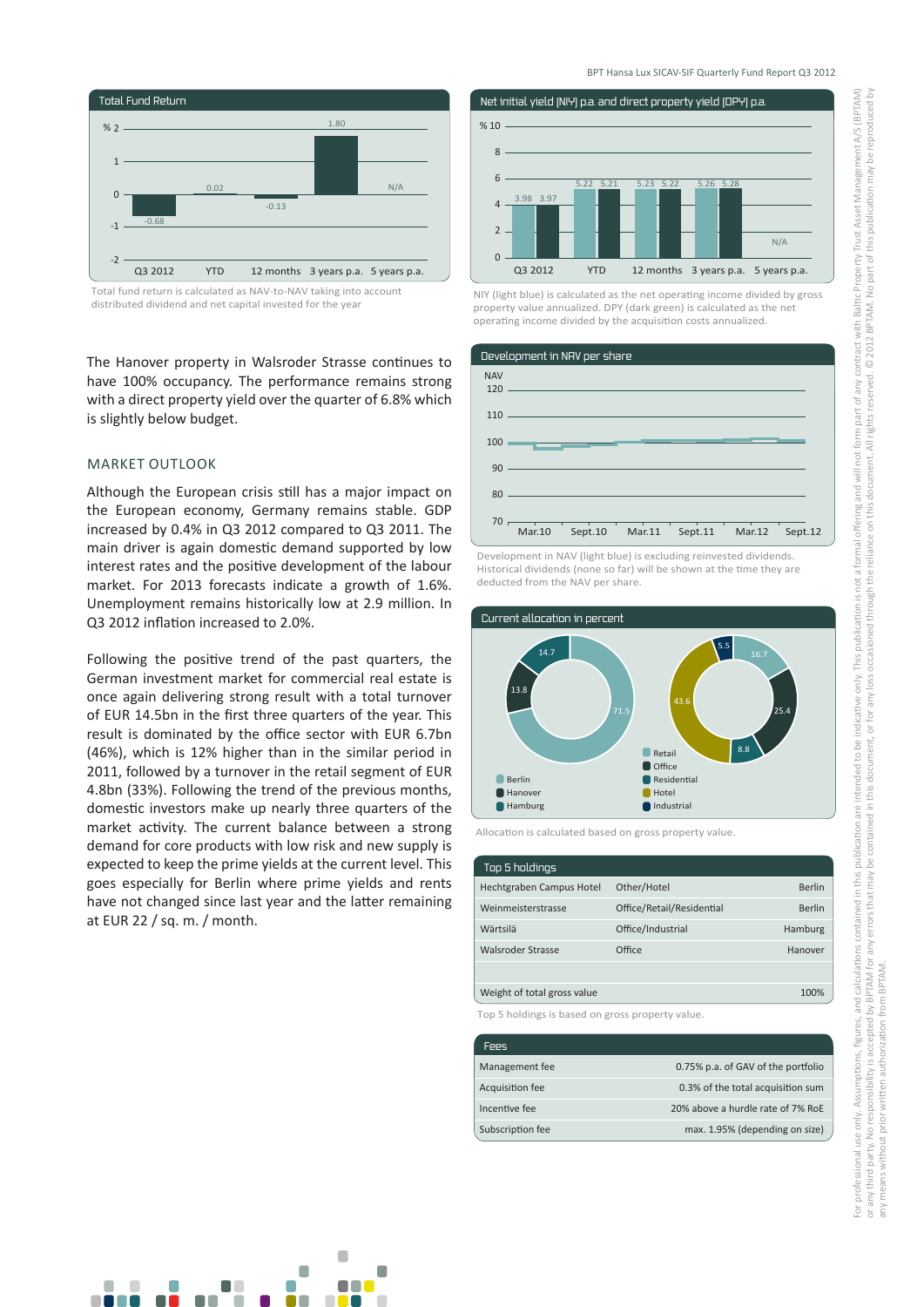## Total Fund Return

% 2
1
0
-1
-2

-0.68
0.02
-0.13
1.80
N/A

Q3 2012 | YTD | 12 months | 3 years p.a. | 5 years p.a.

Total fund return is calculated as NAV-to-NAV taking into account distributed dividend and net capital invested for the year

## Net initial yield (NIY) p.a. and direct property yield (DPY) p.a.

% 10
8
6
4
2
0

3.98 3.97
5.22 5.21
5.23 5.22
5.26 5.28
N/A

Q3 2012 | YTD | 12 months | 3 years p.a. | 5 years p.a.

NIY (light blue) is calculated as the net operating income divided by gross property value annualized. DPY (dark green) is calculated as the net operating income divided by the acquisition costs annualized.

The Hanover property in Walsroder Strasse continues to have 100% occupancy. The performance remains strong with a direct property yield over the quarter of 6.8% which is slightly below budget.

## MARKET OUTLOOK

Although the European crisis still has a major impact on the European economy, Germany remains stable. GDP increased by 0.4% in Q3 2012 compared to Q3 2011. The main driver is again domestic demand supported by low interest rates and the positive development of the labour market. For 2013 forecasts indicate a growth of 1.6%. Unemployment remains historically low at 2.9 million. In Q3 2012 inflation increased to 2.0%.

Following the positive trend of the past quarters, the German investment market for commercial real estate is once again delivering strong result with a total turnover of EUR 14.5bn in the first three quarters of the year. This result is dominated by the office sector with EUR 6.7bn (46%), which is 12% higher than in the similar period in 2011, followed by a turnover in the retail segment of EUR 4.8bn (33%). Following the trend of the previous months, domestic investors make up nearly three quarters of the market activity. The current balance between a strong demand for core products with low risk and new supply is expected to keep the prime yields at the current level. This goes especially for Berlin where prime yields and rents have not changed since last year and the latter remaining at EUR 22 / sq. m. / month.

## Development in NAV per share

NAV
120
110
100
90
80
70

Mar.10 | Sept.10 | Mar.11 | Sept.11 | Mar.12 | Sept.12

Development in NAV (light blue) is excluding reinvested dividends. Historical dividends (none so far) will be shown at the time they are deducted from the NAV per share.

## Current allocation in percent

14.7
13.8
71.5

Berlin
Hanover
Hamburg

5.5
16.7
25.4
8.8
43.6

Retail
Office
Residential
Hotel
Industrial

Allocation is calculated based on gross property value.

## Top 5 holdings

| | | |
|---|---|---|
| Hechtgraben Campus Hotel | Other/Hotel | Berlin |
| Weinmeisterstrasse | Office/Retail/Residential | Berlin |
| Wärtsilä | Office/Industrial | Hamburg |
| Walsroder Strasse | Office | Hanover |
| | | |
| Weight of total gross value | | 100% |

Top 5 holdings is based on gross property value.

## Fees

| | |
|---|---|
| Management fee | 0.75% p.a. of GAV of the portfolio |
| Acquisition fee | 0.3% of the total acquisition sum |
| Incentive fee | 20% above a hurdle rate of 7% RoE |
| Subscription fee | max. 1.95% (depending on size) |

For professional use only. Assumptions, figures, and calculations contained in this publication are intended to be indicative only. This publication is not a formal offering and will not form part of any contract with Baltic Property Trust Asset Management A/S (BPTAM) or any third party. No responsibility is accepted by BPTAM for any errors that may be contained in this document, or for any loss occasioned through the reliance on this document. All rights reserved. © 2012 BPTAM. No part of this publication may be reproduced by any means without prior written authorization from BPTAM.